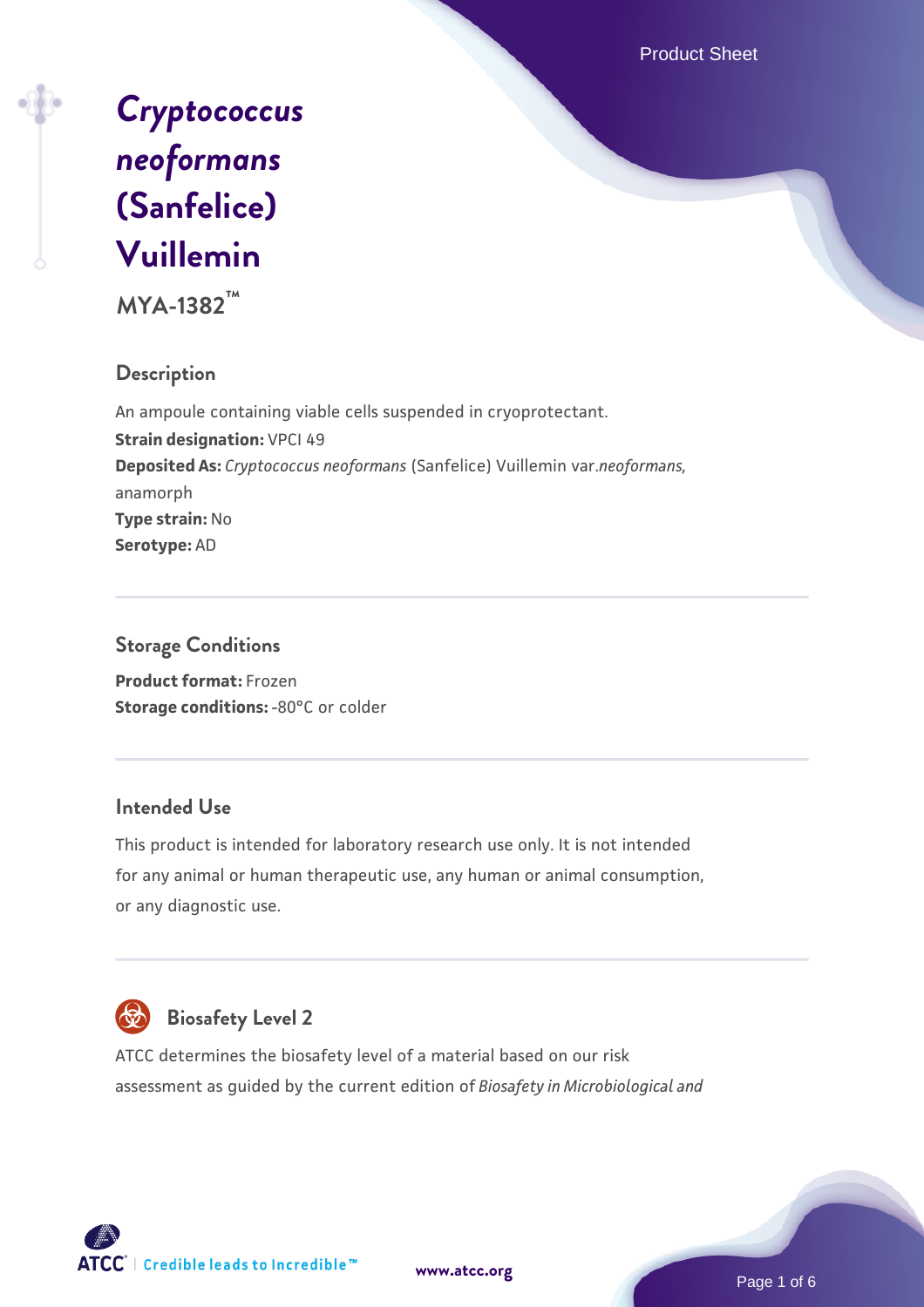# *Cryptococcus neoformans* (Sanfelice) Vuillemin

**MYA-1382™**

## Description

An ampoule containing viable cells suspended in cryoprotectant.
**Strain designation:** VPCI 49
**Deposited As:** *Cryptococcus neoformans* (Sanfelice) Vuillemin var.*neoformans*, anamorph
**Type strain:** No
**Serotype:** AD

## Storage Conditions

**Product format:** Frozen
**Storage conditions:** -80°C or colder

## Intended Use

This product is intended for laboratory research use only. It is not intended for any animal or human therapeutic use, any human or animal consumption, or any diagnostic use.

## Biosafety Level 2

ATCC determines the biosafety level of a material based on our risk assessment as guided by the current edition of *Biosafety in Microbiological and*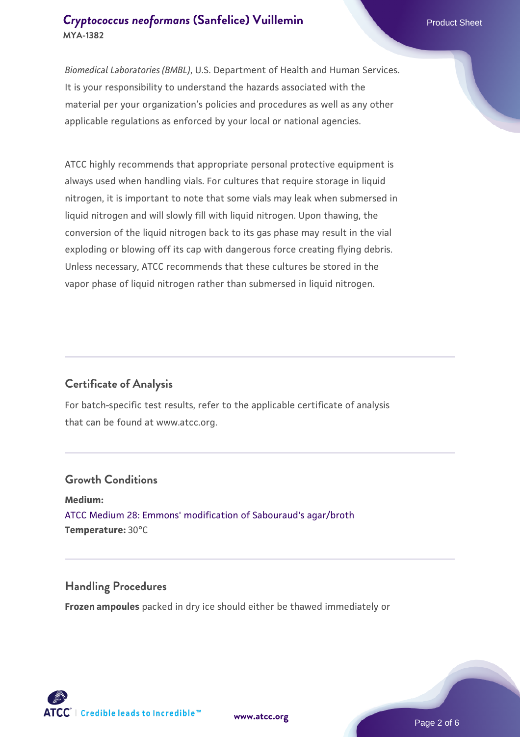*Biomedical Laboratories (BMBL)*, U.S. Department of Health and Human Services. It is your responsibility to understand the hazards associated with the material per your organization's policies and procedures as well as any other applicable regulations as enforced by your local or national agencies.

ATCC highly recommends that appropriate personal protective equipment is always used when handling vials. For cultures that require storage in liquid nitrogen, it is important to note that some vials may leak when submersed in liquid nitrogen and will slowly fill with liquid nitrogen. Upon thawing, the conversion of the liquid nitrogen back to its gas phase may result in the vial exploding or blowing off its cap with dangerous force creating flying debris. Unless necessary, ATCC recommends that these cultures be stored in the vapor phase of liquid nitrogen rather than submersed in liquid nitrogen.

## Certificate of Analysis

For batch-specific test results, refer to the applicable certificate of analysis that can be found at www.atcc.org.

## Growth Conditions

**Medium:**
ATCC Medium 28: Emmons' modification of Sabouraud's agar/broth
**Temperature:** 30°C

## Handling Procedures

**Frozen ampoules** packed in dry ice should either be thawed immediately or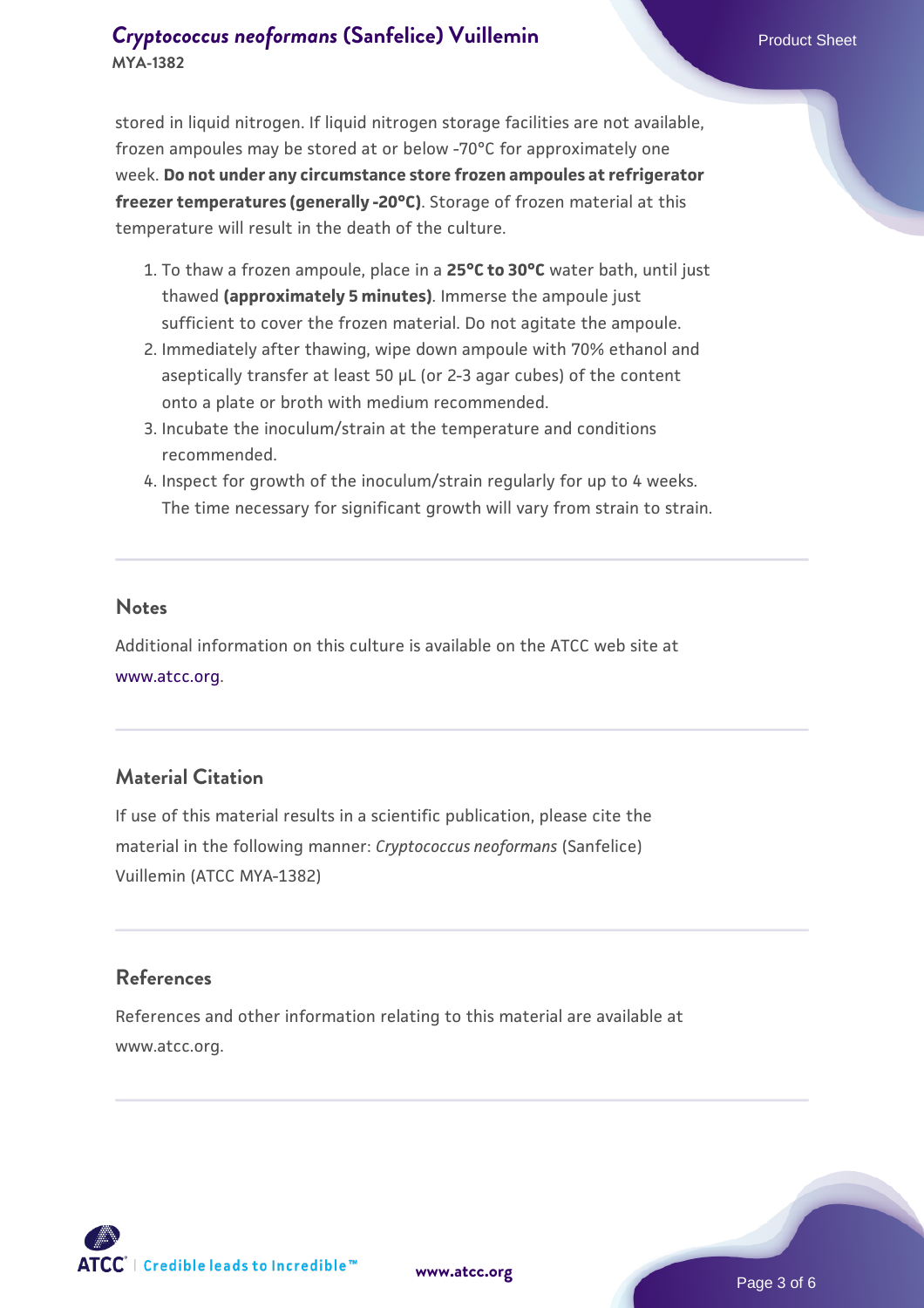stored in liquid nitrogen. If liquid nitrogen storage facilities are not available, frozen ampoules may be stored at or below -70°C for approximately one week. **Do not under any circumstance store frozen ampoules at refrigerator freezer temperatures (generally -20°C)**. Storage of frozen material at this temperature will result in the death of the culture.

1. To thaw a frozen ampoule, place in a **25°C to 30°C** water bath, until just thawed **(approximately 5 minutes)**. Immerse the ampoule just sufficient to cover the frozen material. Do not agitate the ampoule.
2. Immediately after thawing, wipe down ampoule with 70% ethanol and aseptically transfer at least 50 µL (or 2-3 agar cubes) of the content onto a plate or broth with medium recommended.
3. Incubate the inoculum/strain at the temperature and conditions recommended.
4. Inspect for growth of the inoculum/strain regularly for up to 4 weeks. The time necessary for significant growth will vary from strain to strain.

## Notes

Additional information on this culture is available on the ATCC web site at www.atcc.org.

## Material Citation

If use of this material results in a scientific publication, please cite the material in the following manner: *Cryptococcus neoformans* (Sanfelice) Vuillemin (ATCC MYA-1382)

## References

References and other information relating to this material are available at www.atcc.org.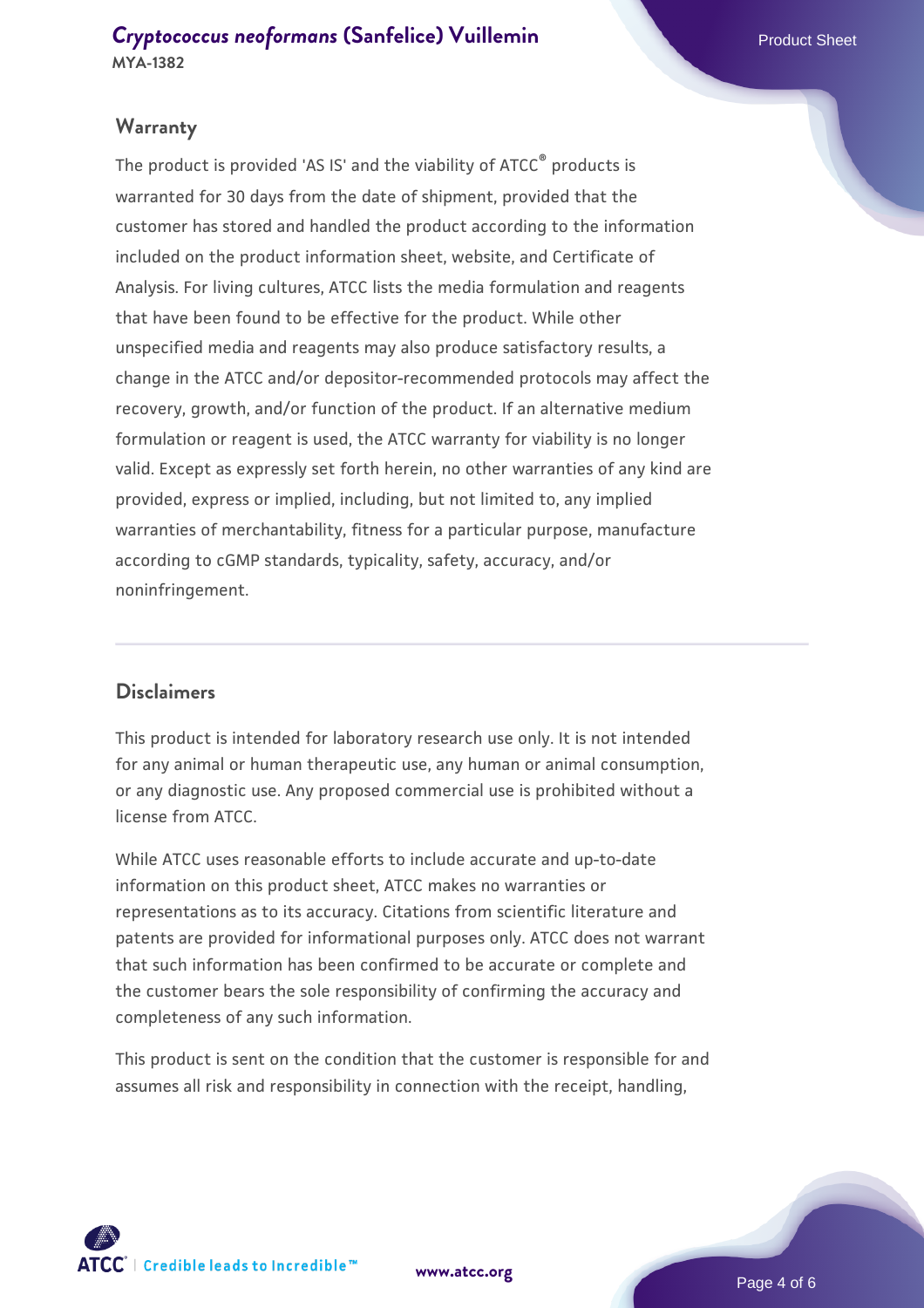## Warranty

The product is provided 'AS IS' and the viability of ATCC® products is warranted for 30 days from the date of shipment, provided that the customer has stored and handled the product according to the information included on the product information sheet, website, and Certificate of Analysis. For living cultures, ATCC lists the media formulation and reagents that have been found to be effective for the product. While other unspecified media and reagents may also produce satisfactory results, a change in the ATCC and/or depositor-recommended protocols may affect the recovery, growth, and/or function of the product. If an alternative medium formulation or reagent is used, the ATCC warranty for viability is no longer valid. Except as expressly set forth herein, no other warranties of any kind are provided, express or implied, including, but not limited to, any implied warranties of merchantability, fitness for a particular purpose, manufacture according to cGMP standards, typicality, safety, accuracy, and/or noninfringement.

## Disclaimers

This product is intended for laboratory research use only. It is not intended for any animal or human therapeutic use, any human or animal consumption, or any diagnostic use. Any proposed commercial use is prohibited without a license from ATCC.

While ATCC uses reasonable efforts to include accurate and up-to-date information on this product sheet, ATCC makes no warranties or representations as to its accuracy. Citations from scientific literature and patents are provided for informational purposes only. ATCC does not warrant that such information has been confirmed to be accurate or complete and the customer bears the sole responsibility of confirming the accuracy and completeness of any such information.

This product is sent on the condition that the customer is responsible for and assumes all risk and responsibility in connection with the receipt, handling,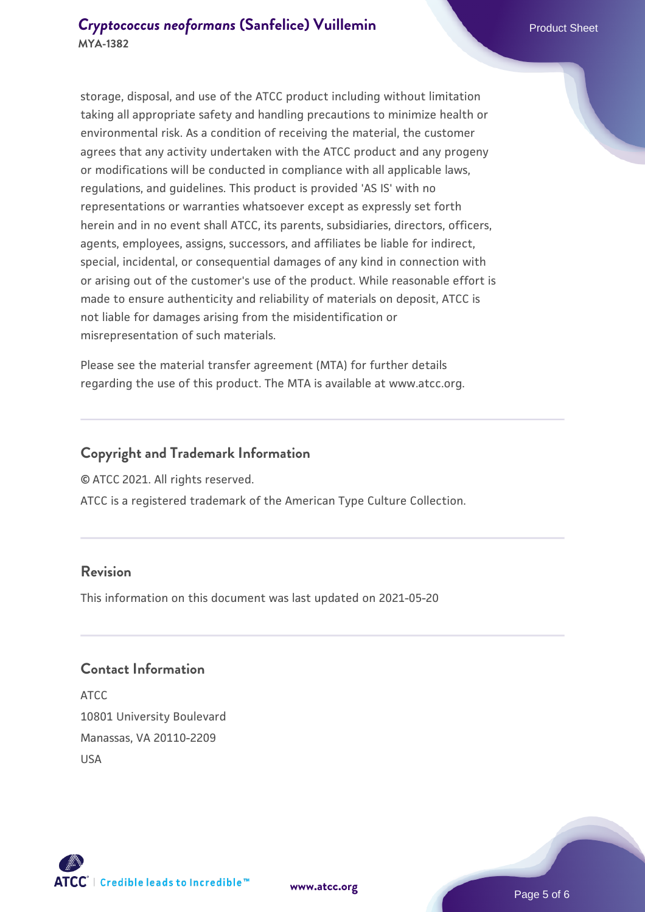storage, disposal, and use of the ATCC product including without limitation taking all appropriate safety and handling precautions to minimize health or environmental risk. As a condition of receiving the material, the customer agrees that any activity undertaken with the ATCC product and any progeny or modifications will be conducted in compliance with all applicable laws, regulations, and guidelines. This product is provided 'AS IS' with no representations or warranties whatsoever except as expressly set forth herein and in no event shall ATCC, its parents, subsidiaries, directors, officers, agents, employees, assigns, successors, and affiliates be liable for indirect, special, incidental, or consequential damages of any kind in connection with or arising out of the customer's use of the product. While reasonable effort is made to ensure authenticity and reliability of materials on deposit, ATCC is not liable for damages arising from the misidentification or misrepresentation of such materials.

Please see the material transfer agreement (MTA) for further details regarding the use of this product. The MTA is available at www.atcc.org.

## Copyright and Trademark Information

© ATCC 2021. All rights reserved.

ATCC is a registered trademark of the American Type Culture Collection.

## Revision

This information on this document was last updated on 2021-05-20

## Contact Information

ATCC
10801 University Boulevard
Manassas, VA 20110-2209
USA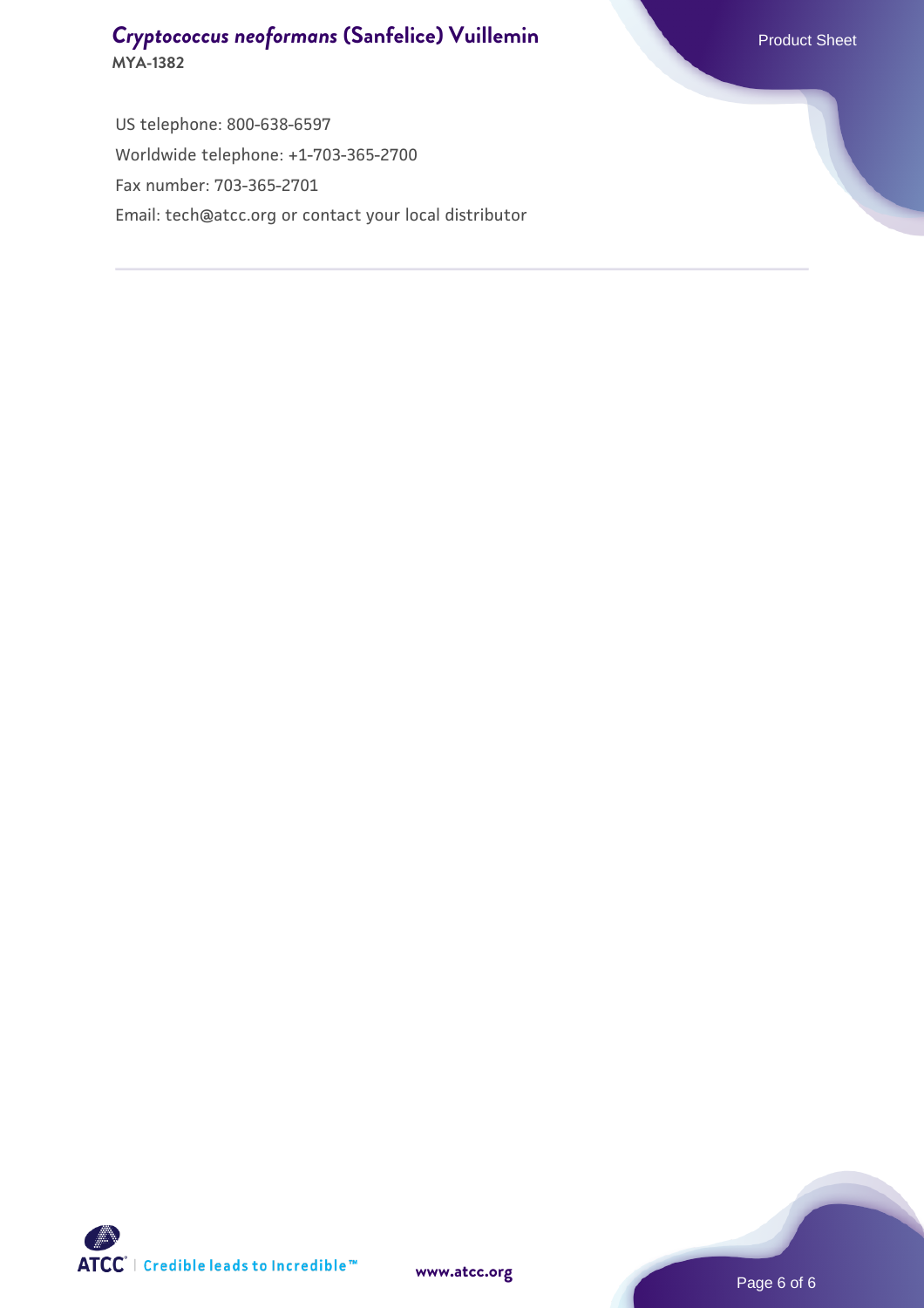US telephone: 800-638-6597

Worldwide telephone: +1-703-365-2700

Fax number: 703-365-2701

Email: tech@atcc.org or contact your local distributor